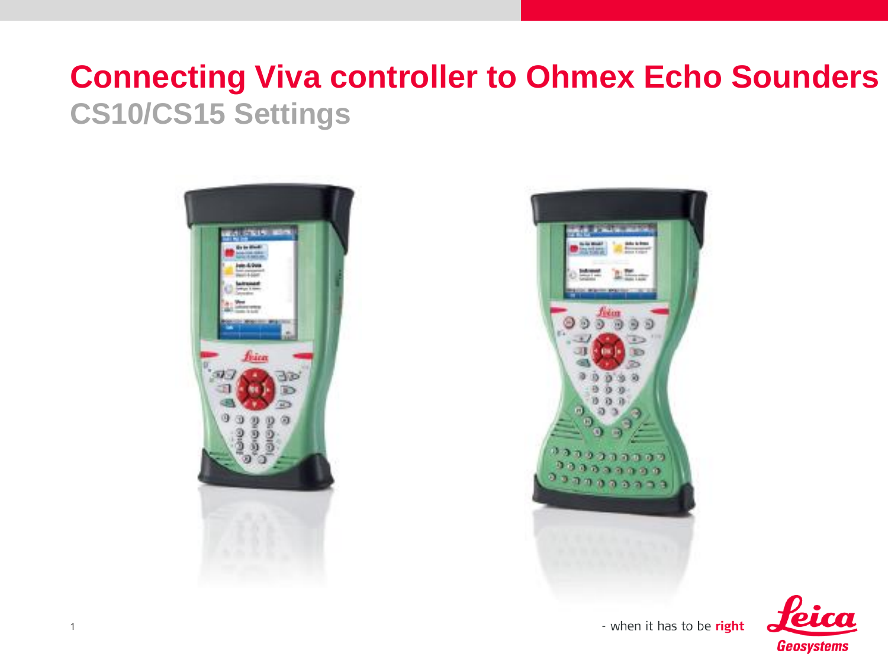# Connecting Viva controller to Ohmex Echo Sounders

## CS10/CS15 Settings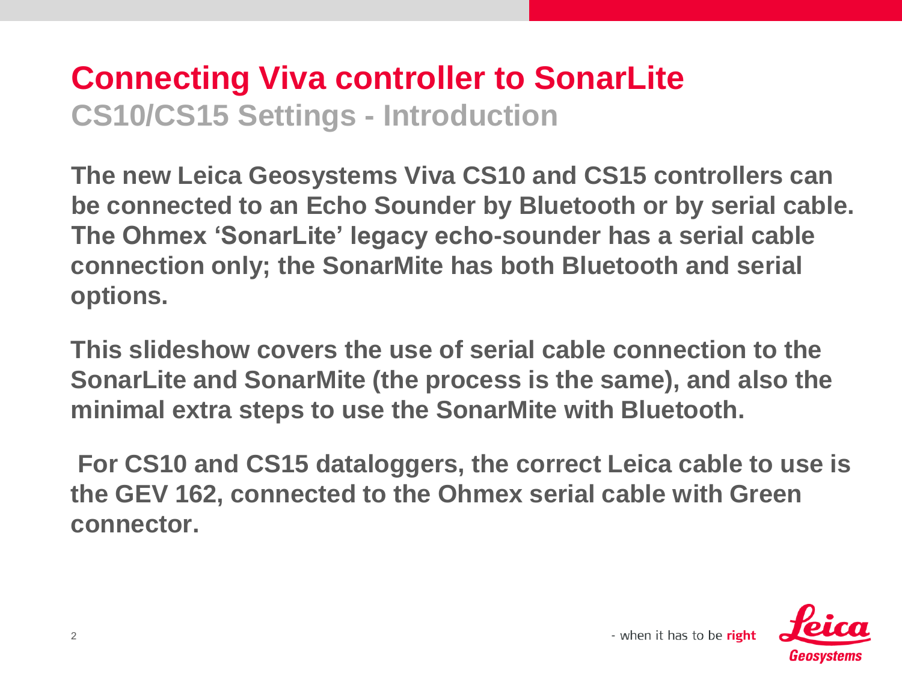# Connecting Viva controller to SonarLite

## CS10/CS15 Settings - Introduction

**The new Leica Geosystems Viva CS10 and CS15 controllers can be connected to an Echo Sounder by Bluetooth or by serial cable. The Ohmex 'SonarLite' legacy echo-sounder has a serial cable connection only; the SonarMite has both Bluetooth and serial options.**

**This slideshow covers the use of serial cable connection to the SonarLite and SonarMite (the process is the same), and also the minimal extra steps to use the SonarMite with Bluetooth.**

**For CS10 and CS15 dataloggers, the correct Leica cable to use is the GEV 162, connected to the Ohmex serial cable with Green connector.**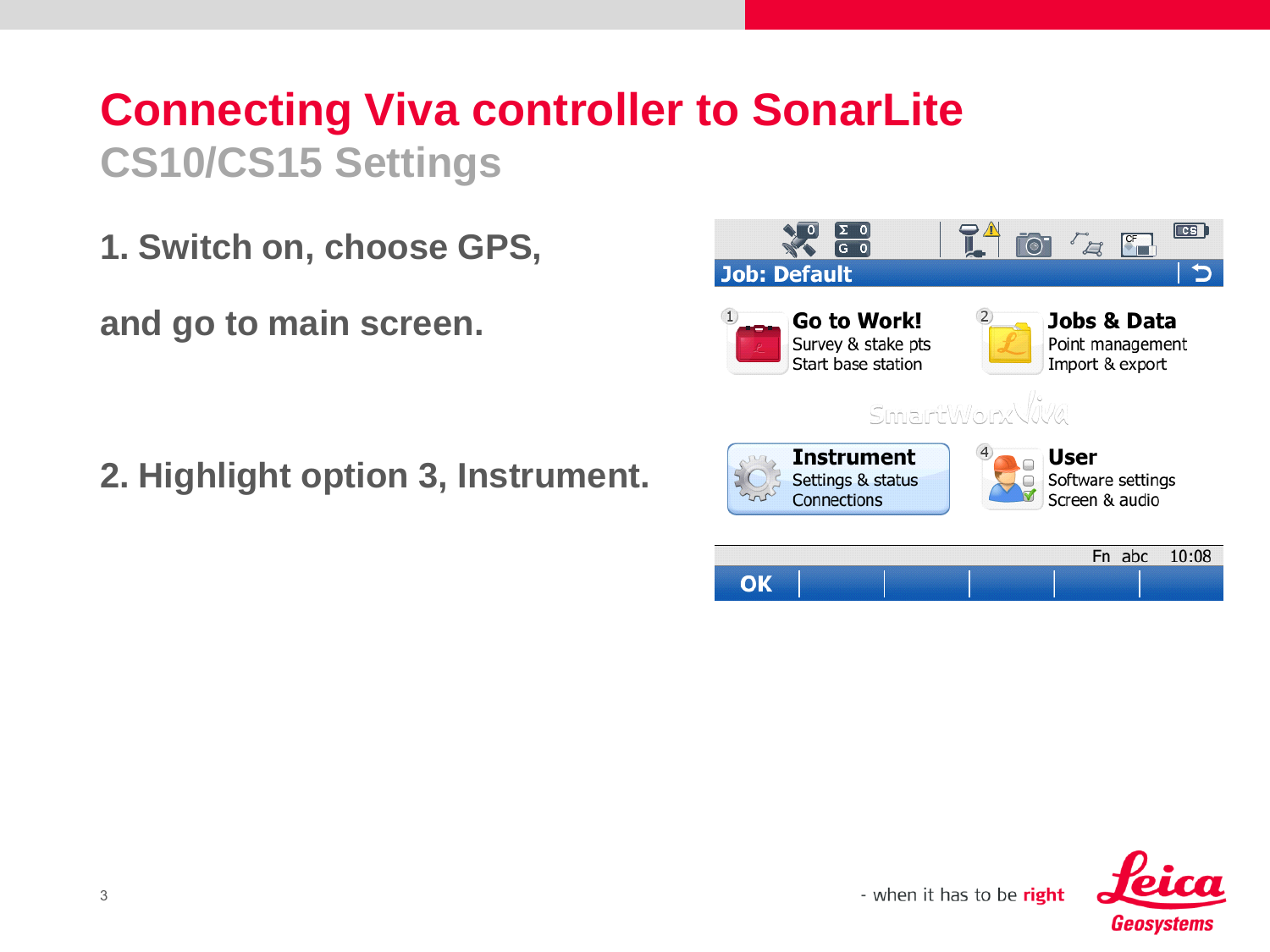# Connecting Viva controller to SonarLite

## CS10/CS15 Settings

1. Switch on, choose GPS,

and go to main screen.

2. Highlight option 3, Instrument.

Job: Default

1 **Go to Work!** Survey & stake pts Start base station

2 **Jobs & Data** Point management Import & export

SmartWorx Viva

**Instrument** Settings & status Connections

4 **User** Software settings Screen & audio

Fn abc 10:08

OK

- when it has to be **right**

Leica Geosystems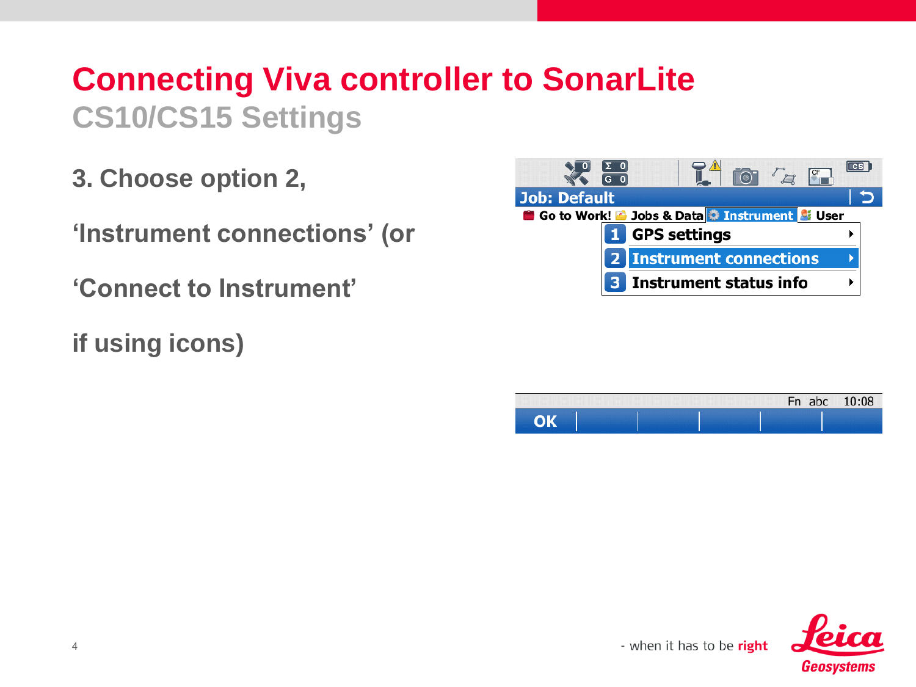# Connecting Viva controller to SonarLite

## CS10/CS15 Settings

3. Choose option 2,

'Instrument connections' (or

'Connect to Instrument'

if using icons)

Job: Default

Go to Work! Jobs & Data Instrument User

1 GPS settings

2 Instrument connections

3 Instrument status info

Fn abc 10:08

OK

- when it has to be **right**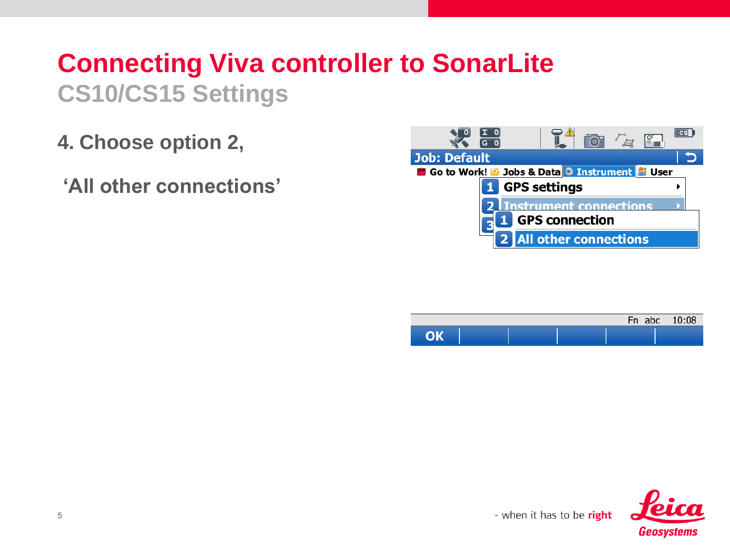# Connecting Viva controller to SonarLite

## CS10/CS15 Settings

4. Choose option 2,

'All other connections'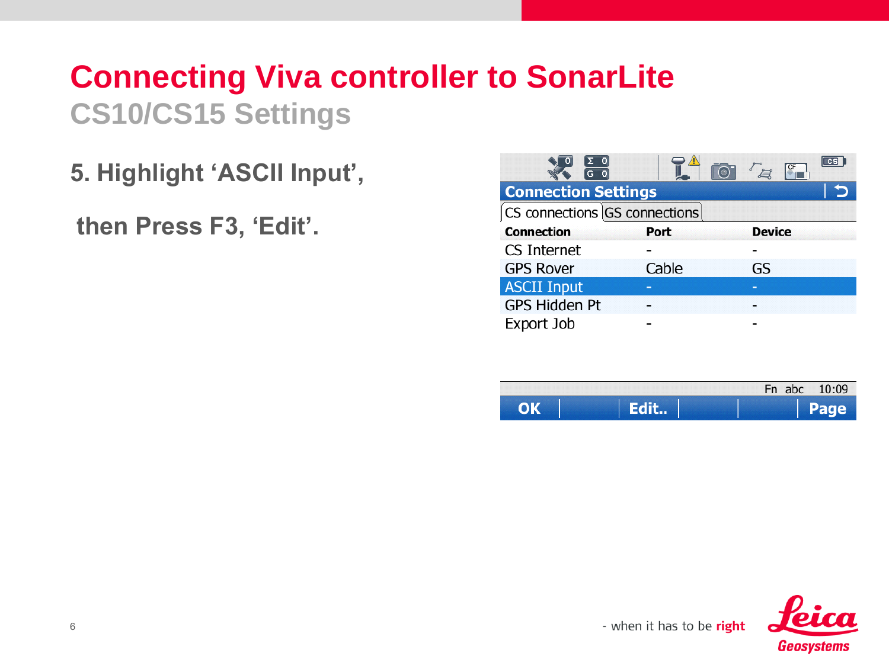# Connecting Viva controller to SonarLite

## CS10/CS15 Settings

5. Highlight 'ASCII Input',

then Press F3, 'Edit'.

**Connection Settings**

CS connections | GS connections

| Connection | Port | Device |
|---|---|---|
| CS Internet | - | - |
| GPS Rover | Cable | GS |
| ASCII Input | - | - |
| GPS Hidden Pt | - | - |
| Export Job | - | - |

Fn abc 10:09

OK | Edit.. | Page

- when it has to be **right**

Leica Geosystems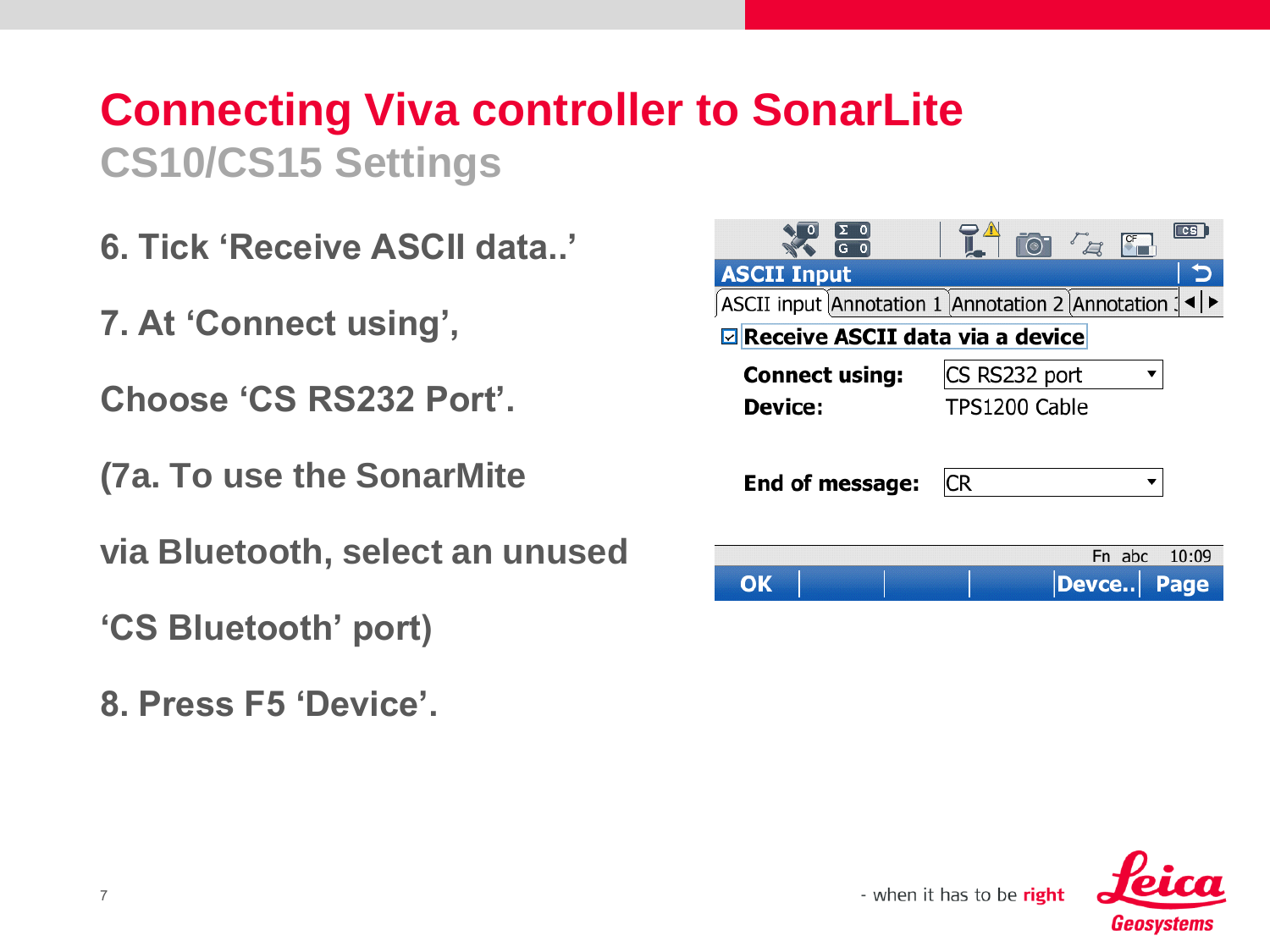# Connecting Viva controller to SonarLite

## CS10/CS15 Settings

6. Tick ‘Receive ASCII data..’

7. At ‘Connect using’,

Choose ‘CS RS232 Port’.

(7a. To use the SonarMite

via Bluetooth, select an unused

‘CS Bluetooth’ port)

8. Press F5 ‘Device’.

ASCII Input

ASCII input | Annotation 1 | Annotation 2 | Annotation

☑ Receive ASCII data via a device

Connect using: CS RS232 port

Device: TPS1200 Cable

End of message: CR

Fn abc 10:09

OK | Devce.. | Page

- when it has to be **right**

Leica Geosystems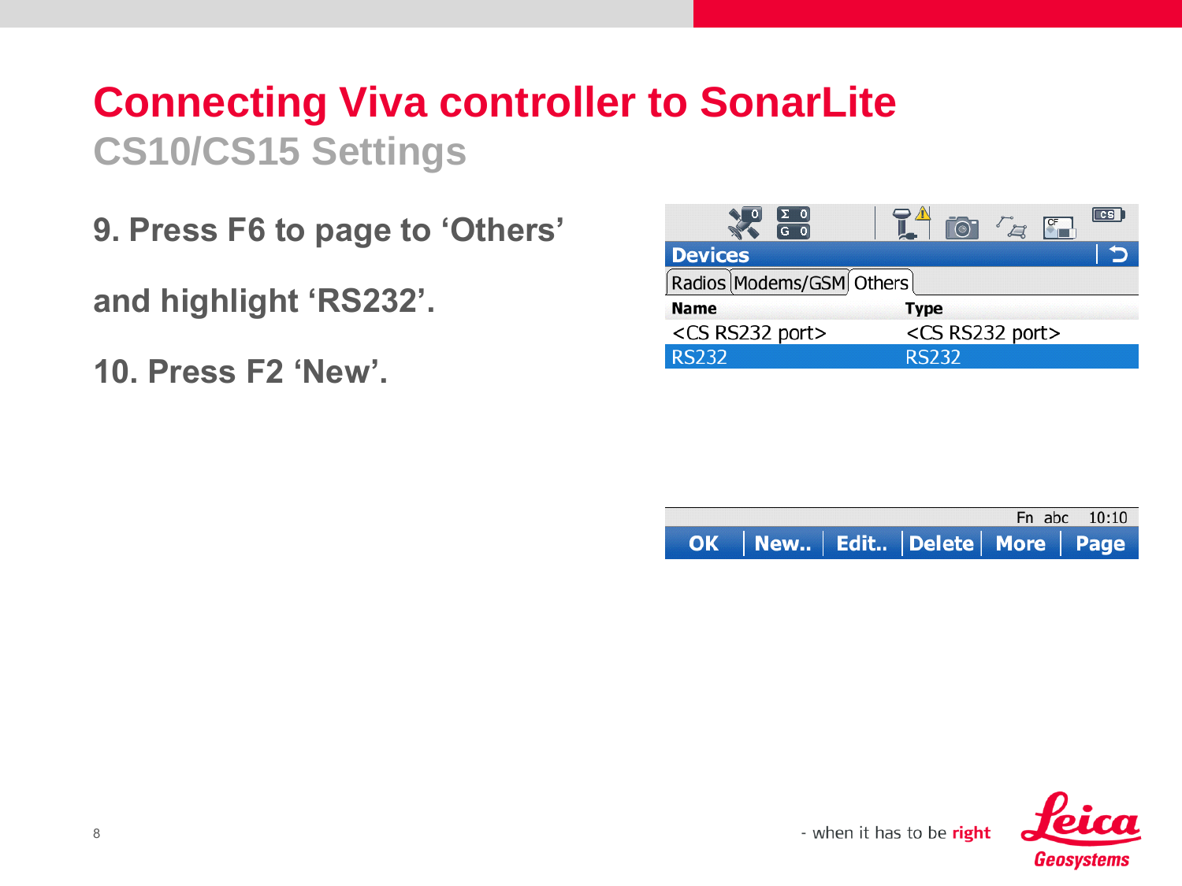# Connecting Viva controller to SonarLite

## CS10/CS15 Settings

9. Press F6 to page to 'Others'

and highlight 'RS232'.

10. Press F2 'New'.

- when it has to be **right**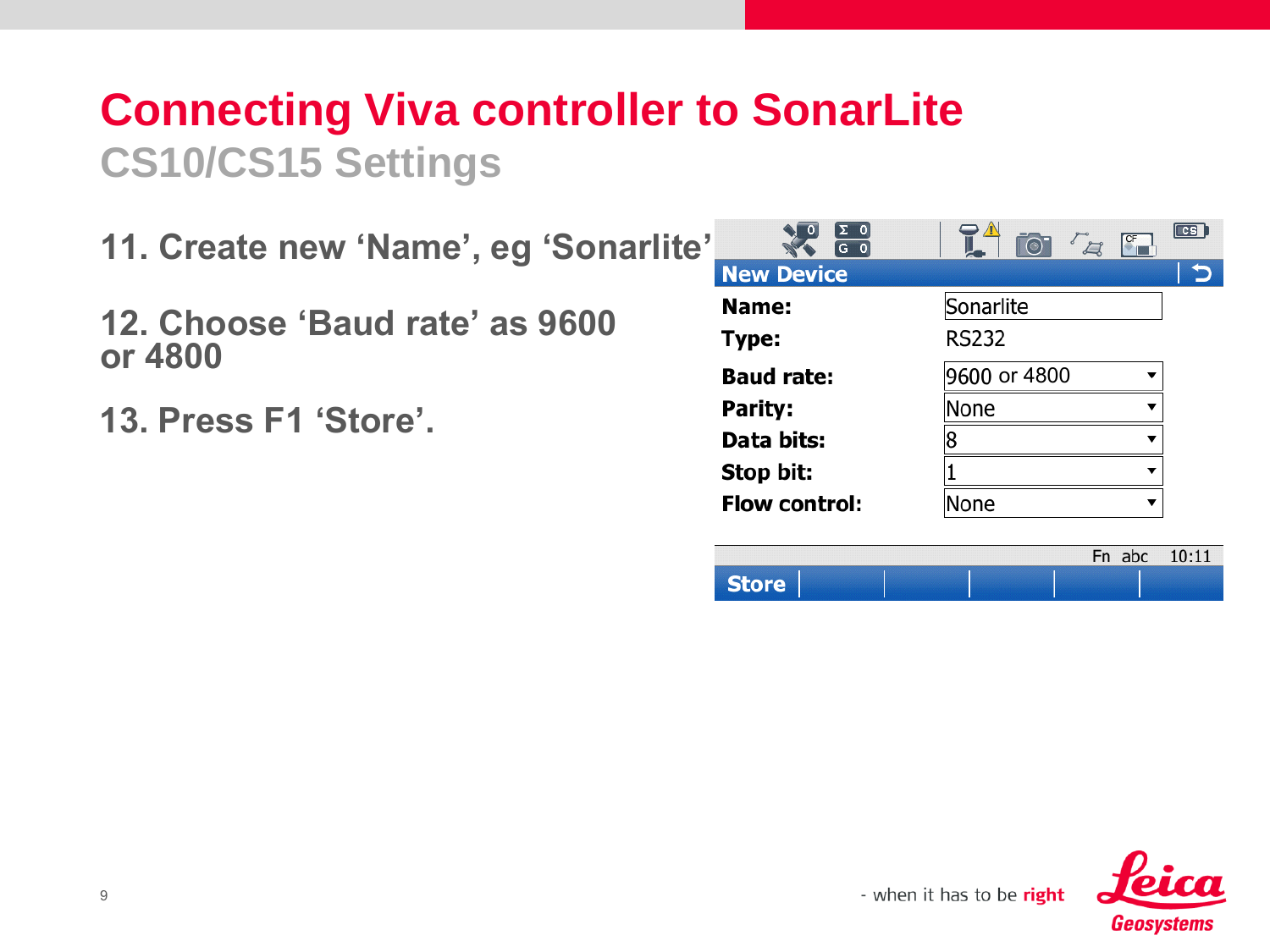# Connecting Viva controller to SonarLite

## CS10/CS15 Settings

11. Create new ‘Name’, eg ‘Sonarlite’

12. Choose ‘Baud rate’ as 9600 or 4800

13. Press F1 ‘Store’.

**New Device**

| | |
|---|---|
| **Name:** | Sonarlite |
| **Type:** | RS232 |
| **Baud rate:** | 9600 or 4800 |
| **Parity:** | None |
| **Data bits:** | 8 |
| **Stop bit:** | 1 |
| **Flow control:** | None |

Fn abc 10:11

**Store**

- when it has to be **right**

Leica Geosystems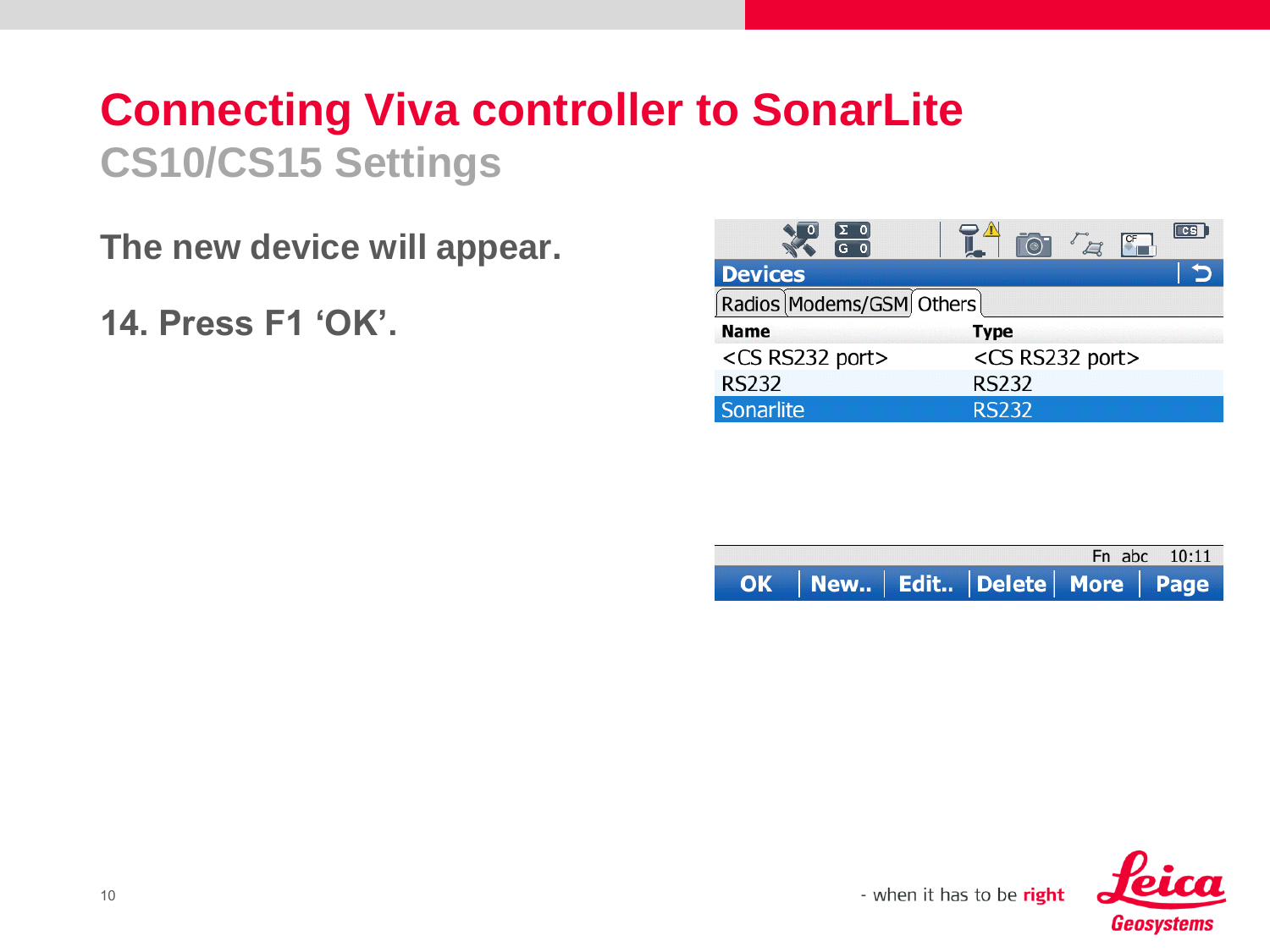# Connecting Viva controller to SonarLite

## CS10/CS15 Settings

**The new device will appear.**

**14. Press F1 'OK'.**

**Devices**

Radios | Modems/GSM | Others

| Name | Type |
| --- | --- |
| <CS RS232 port> | <CS RS232 port> |
| RS232 | RS232 |
| Sonarlite | RS232 |

Fn abc 10:11

OK | New.. | Edit.. | Delete | More | Page

- when it has to be **right**

Leica Geosystems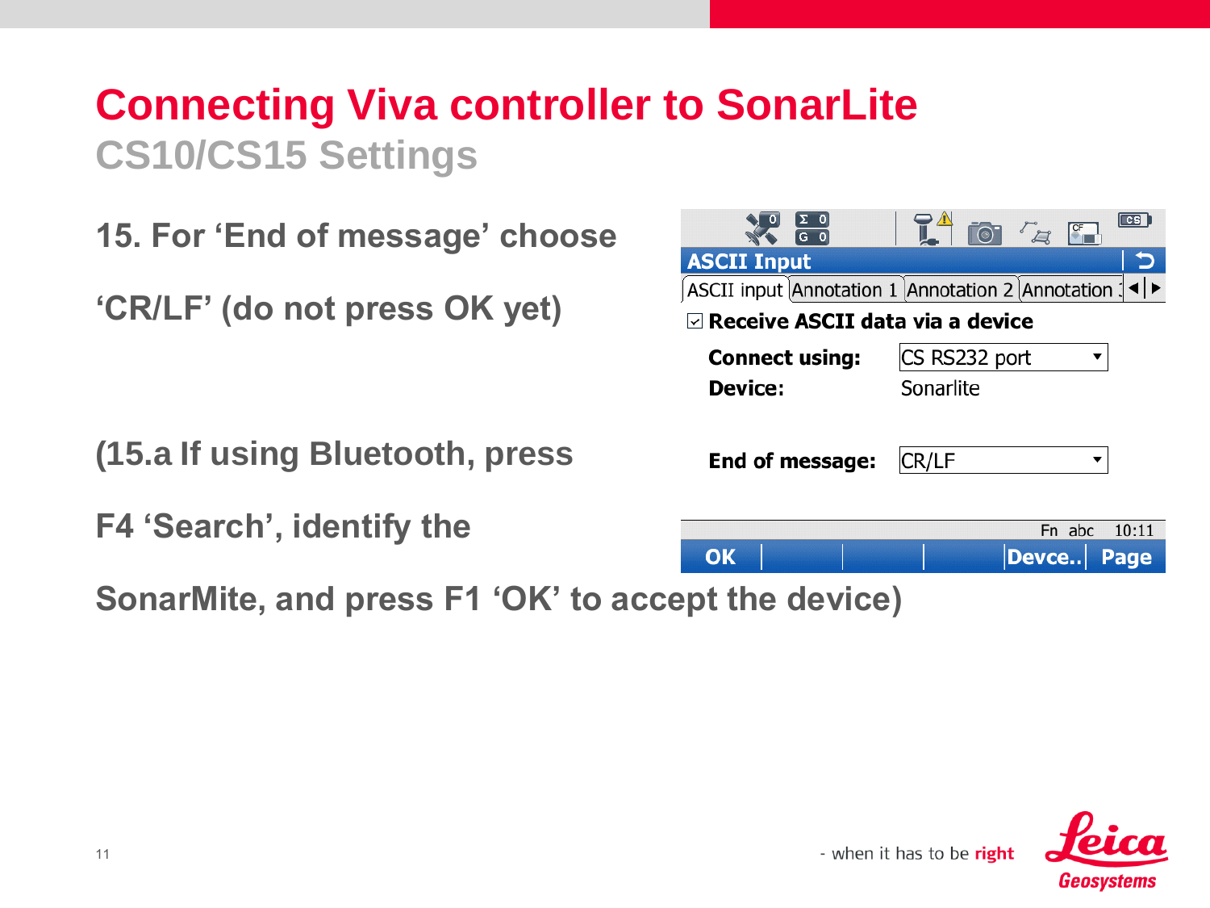# Connecting Viva controller to SonarLite

## CS10/CS15 Settings

15. For 'End of message' choose

'CR/LF' (do not press OK yet)

(15.a If using Bluetooth, press

F4 'Search', identify the

SonarMite, and press F1 'OK' to accept the device)

ASCII Input

ASCII input | Annotation 1 | Annotation 2 | Annotation

☑ Receive ASCII data via a device

**Connect using:** CS RS232 port

**Device:** Sonarlite

**End of message:** CR/LF

Fn abc 10:11

OK | Devce.. | Page

- when it has to be **right**

Leica Geosystems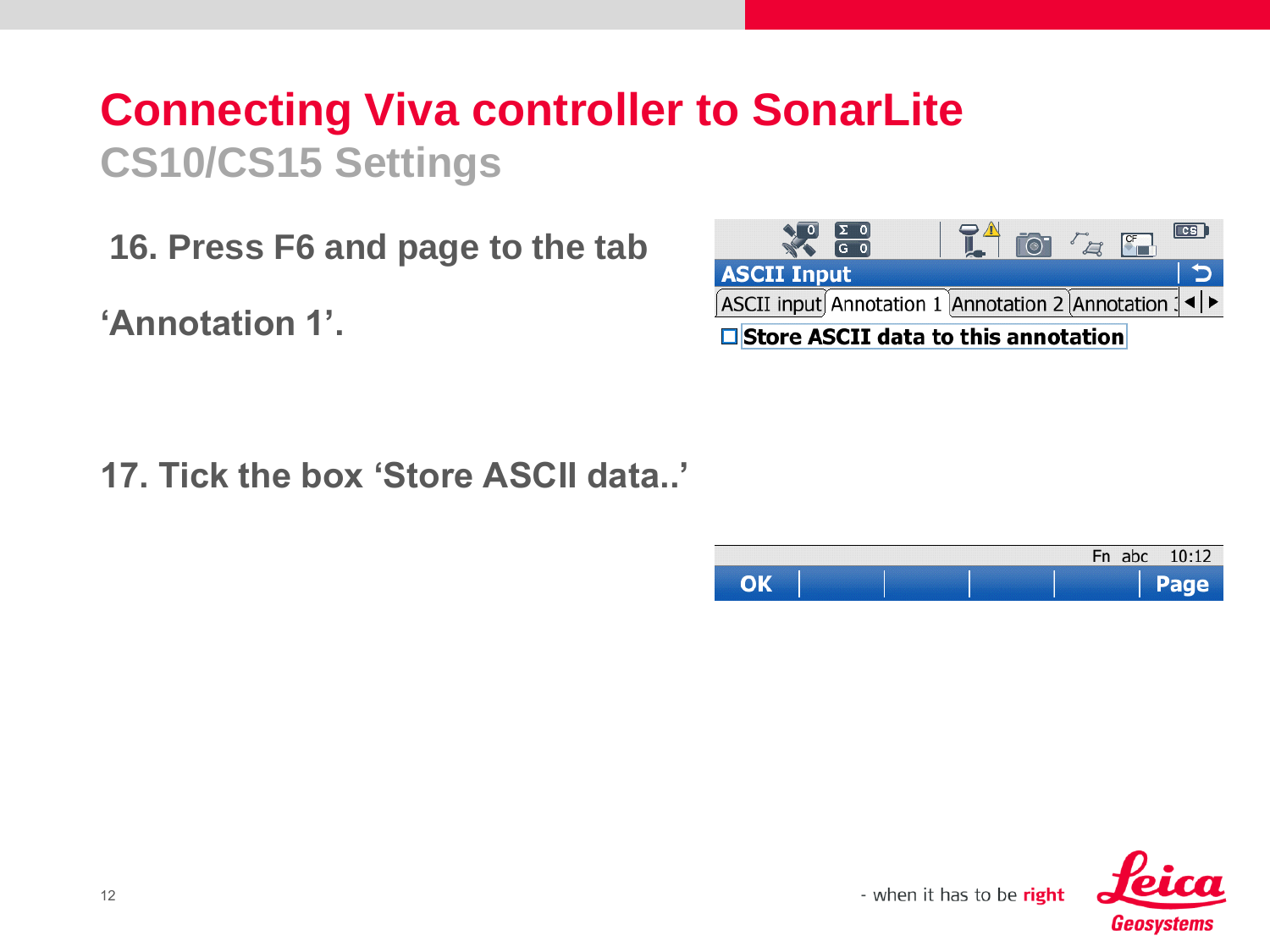# Connecting Viva controller to SonarLite

## CS10/CS15 Settings

16. Press F6 and page to the tab

'Annotation 1'.

ASCII Input

ASCII input | Annotation 1 | Annotation 2 | Annotation 3

Store ASCII data to this annotation

17. Tick the box 'Store ASCII data..'

Fn abc 10:12

OK | Page

- when it has to be **right**

Leica Geosystems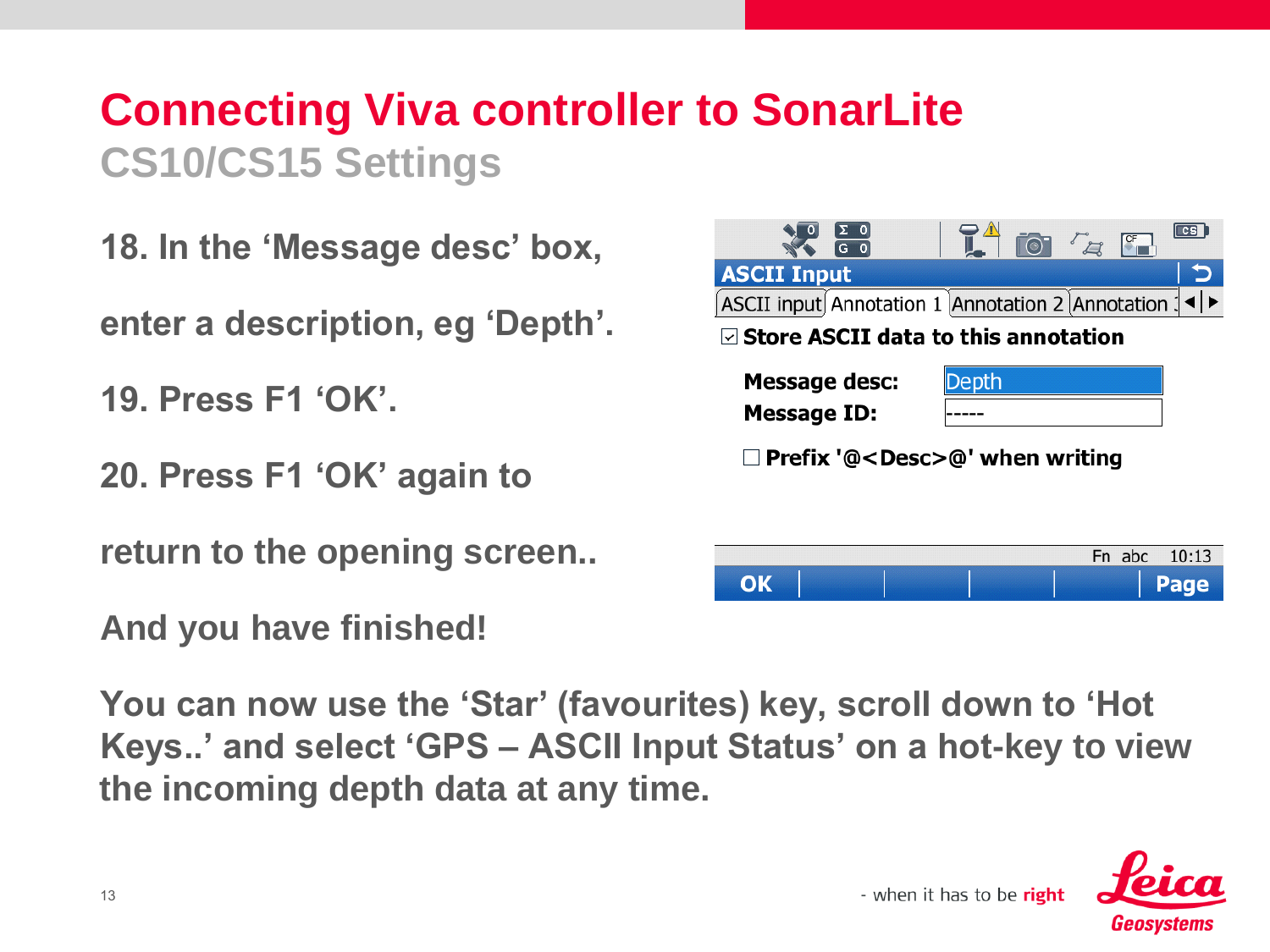# Connecting Viva controller to SonarLite

## CS10/CS15 Settings

18. In the ‘Message desc’ box,

enter a description, eg ‘Depth’.

19. Press F1 ‘OK’.

20. Press F1 ‘OK’ again to

return to the opening screen..

And you have finished!

ASCII Input

ASCII input | Annotation 1 | Annotation 2 | Annotation 3

☑ Store ASCII data to this annotation

Message desc: Depth

Message ID: -----

☐ Prefix '@<Desc>@' when writing

Fn abc 10:13

OK | Page

You can now use the ‘Star’ (favourites) key, scroll down to ‘Hot Keys..’ and select ‘GPS – ASCII Input Status’ on a hot-key to view the incoming depth data at any time.

- when it has to be **right**

Leica Geosystems